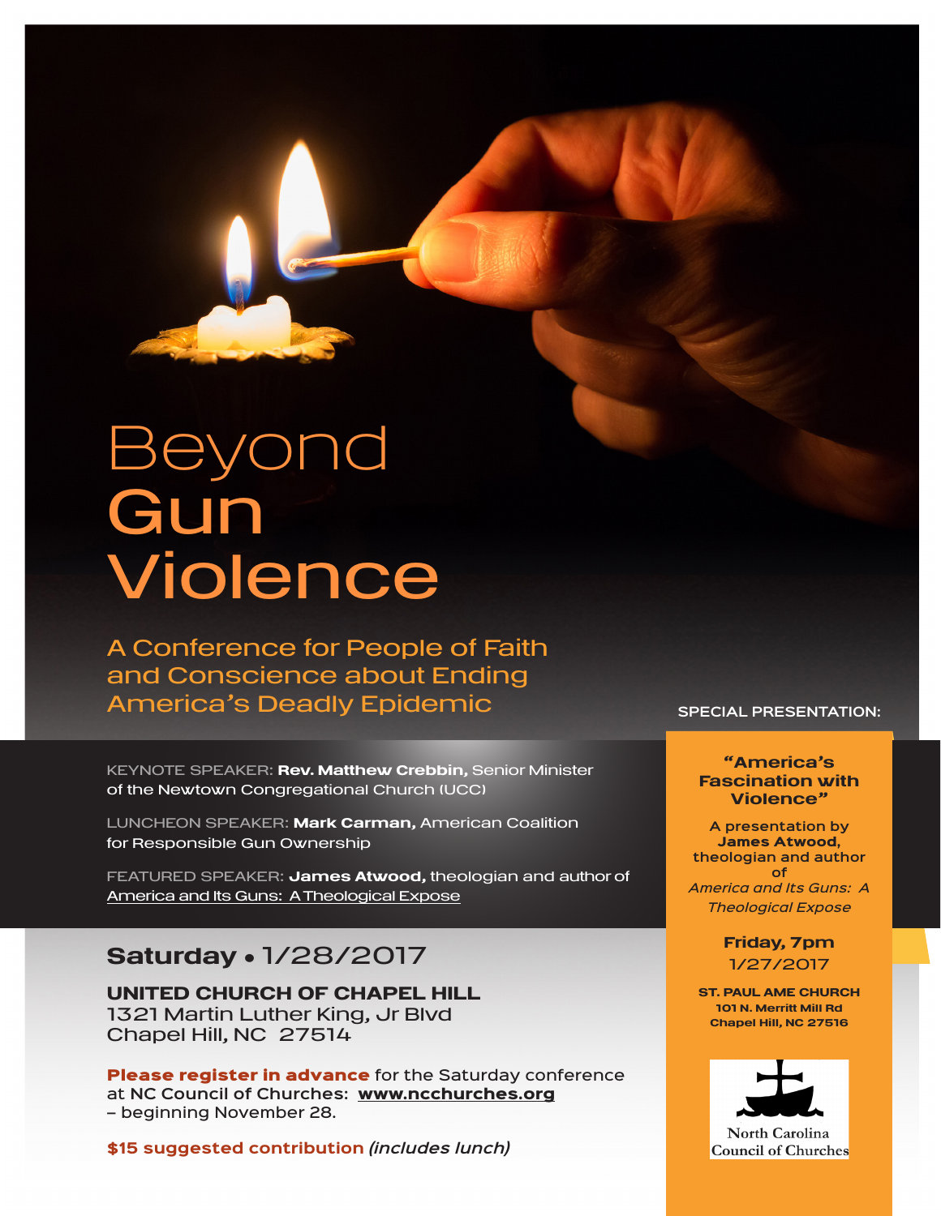# Beyond Gun Violence

## A Conference for People of Faith and Conscience about Ending America's Deadly Epidemic

KEYNOTE SPEAKER: **Rev. Matthew Crebbin,** Senior Minister of the Newtown Congregational Church (UCC)

LUNCHEON SPEAKER: **Mark Carman,** American Coalition for Responsible Gun Ownership

FEATURED SPEAKER: **James Atwood,** theologian and author of America and Its Guns: A Theological Expose

## Saturday • 1/28/2017

**UNITED CHURCH OF CHAPEL HILL**
1321 Martin Luther King, Jr Blvd
Chapel Hill, NC 27514

**Please register in advance** for the Saturday conference at NC Council of Churches: **www.ncchurches.org** – beginning November 28.

**$15 suggested contribution** *(includes lunch)*

SPECIAL PRESENTATION:

**"America's Fascination with Violence"**

A presentation by **James Atwood,** theologian and author of *America and Its Guns: A Theological Expose*

**Friday, 7pm**
1/27/2017

**ST. PAUL AME CHURCH**
**101 N. Merritt Mill Rd**
**Chapel Hill, NC 27516**

North Carolina Council of Churches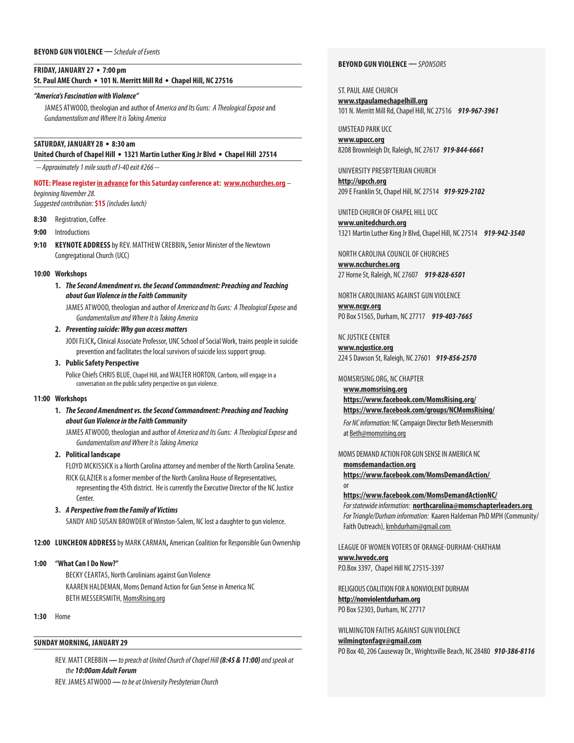**BEYOND GUN VIOLENCE —** *Schedule of Events*

**FRIDAY, JANUARY 27 • 7:00 pm**
**St. Paul AME Church • 101 N. Merritt Mill Rd • Chapel Hill, NC 27516**

***"America's Fascination with Violence"***

JAMES ATWOOD, theologian and author of *America and Its Guns: A Theological Expose* and *Gundamentalism and Where It is Taking America*

**SATURDAY, JANUARY 28 • 8:30 am**
**United Church of Chapel Hill • 1321 Martin Luther King Jr Blvd • Chapel Hill 27514**

*-- Approximately 1 mile south of I-40 exit #266 --*

**NOTE: Please register in advance for this Saturday conference at: www.ncchurches.org** – *beginning November 28.*
*Suggested contribution:* **$15** *(includes lunch)*

**8:30** Registration, Coffee

**9:00** Introductions

**9:10** **KEYNOTE ADDRESS** by REV. MATTHEW CREBBIN**,** Senior Minister of the Newtown Congregational Church (UCC)

**10:00 Workshops**

1. ***The Second Amendment vs. the Second Commandment: Preaching and Teaching about Gun Violence in the Faith Community***
   JAMES ATWOOD, theologian and author of *America and Its Guns: A Theological Expose* and *Gundamentalism and Where It is Taking America*
2. ***Preventing suicide: Why gun access matters***
   JODI FLICK**,** Clinical Associate Professor, UNC School of Social Work, trains people in suicide prevention and facilitates the local survivors of suicide loss support group.
3. **Public Safety Perspective**
   Police Chiefs CHRIS BLUE, Chapel Hill, and WALTER HORTON, Carrboro, will engage in a conversation on the public safety perspective on gun violence.

**11:00 Workshops**

1. ***The Second Amendment vs. the Second Commandment: Preaching and Teaching about Gun Violence in the Faith Community***
   JAMES ATWOOD, theologian and author of *America and Its Guns: A Theological Expose* and *Gundamentalism and Where It is Taking America*
2. **Political landscape**
   FLOYD MCKISSICK is a North Carolina attorney and member of the North Carolina Senate.
   RICK GLAZIER is a former member of the North Carolina House of Representatives, representing the 45th district. He is currently the Executive Director of the NC Justice Center.
3. ***A Perspective from the Family of Victims***
   SANDY AND SUSAN BROWDER of Winston-Salem, NC lost a daughter to gun violence.

**12:00 LUNCHEON ADDRESS** by MARK CARMAN**,** American Coalition for Responsible Gun Ownership

**1:00 "What Can I Do Now?"**

BECKY CEARTAS, North Carolinians against Gun Violence
KAAREN HALDEMAN, Moms Demand Action for Gun Sense in America NC
BETH MESSERSMITH, MomsRising.org

**1:30** Home

**SUNDAY MORNING, JANUARY 29**

REV. MATT CREBBIN **—** *to preach at United Church of Chapel Hill* ***(8:45 & 11:00)*** *and speak at the* ***10:00am Adult Forum***
REV. JAMES ATWOOD **—** *to be at University Presbyterian Church*

**BEYOND GUN VIOLENCE —** *SPONSORS*

ST. PAUL AME CHURCH
**www.stpaulamechapelhill.org**
101 N. Merritt Mill Rd, Chapel Hill, NC 27516 ***919-967-3961***

UMSTEAD PARK UCC
**www.upucc.org**
8208 Brownleigh Dr, Raleigh, NC 27617 ***919-844-6661***

UNIVERSITY PRESBYTERIAN CHURCH
**http://upcch.org**
209 E Franklin St, Chapel Hill, NC 27514 ***919-929-2102***

UNITED CHURCH OF CHAPEL HILL UCC
**www.unitedchurch.org**
1321 Martin Luther King Jr Blvd, Chapel Hill, NC 27514 ***919-942-3540***

NORTH CAROLINA COUNCIL OF CHURCHES
**www.ncchurches.org**
27 Horne St, Raleigh, NC 27607 ***919-828-6501***

NORTH CAROLINIANS AGAINST GUN VIOLENCE
**www.ncgv.org**
PO Box 51565, Durham, NC 27717 ***919-403-7665***

NC JUSTICE CENTER
**www.ncjustice.org**
224 S Dawson St, Raleigh, NC 27601 ***919-856-2570***

MOMSRISING.ORG, NC CHAPTER
**www.momsrising.org**
**https://www.facebook.com/MomsRising.org/**
**https://www.facebook.com/groups/NCMomsRising/**
*For NC information:* NC Campaign Director Beth Messersmith at Beth@momsrising.org

MOMS DEMAND ACTION FOR GUN SENSE IN AMERICA NC
**momsdemandaction.org**
**https://www.facebook.com/MomsDemandAction/**
or
**https://www.facebook.com/MomsDemandActionNC/**
*For statewide information:* **northcarolina@momschapterleaders.org**
*For Triangle/Durham information:* Kaaren Haldeman PhD MPH (Community/Faith Outreach), kmhdurham@gmail.com

LEAGUE OF WOMEN VOTERS OF ORANGE-DURHAM-CHATHAM
**www.lwvodc.org**
P.O.Box 3397, Chapel Hill NC 27515-3397

RELIGIOUS COALITION FOR A NONVIOLENT DURHAM
**http://nonviolentdurham.org**
PO Box 52303, Durham, NC 27717

WILMINGTON FAITHS AGAINST GUN VIOLENCE
**wilmingtonfagv@gmail.com**
PO Box 40, 206 Causeway Dr., Wrightsville Beach, NC 28480 ***910-386-8116***